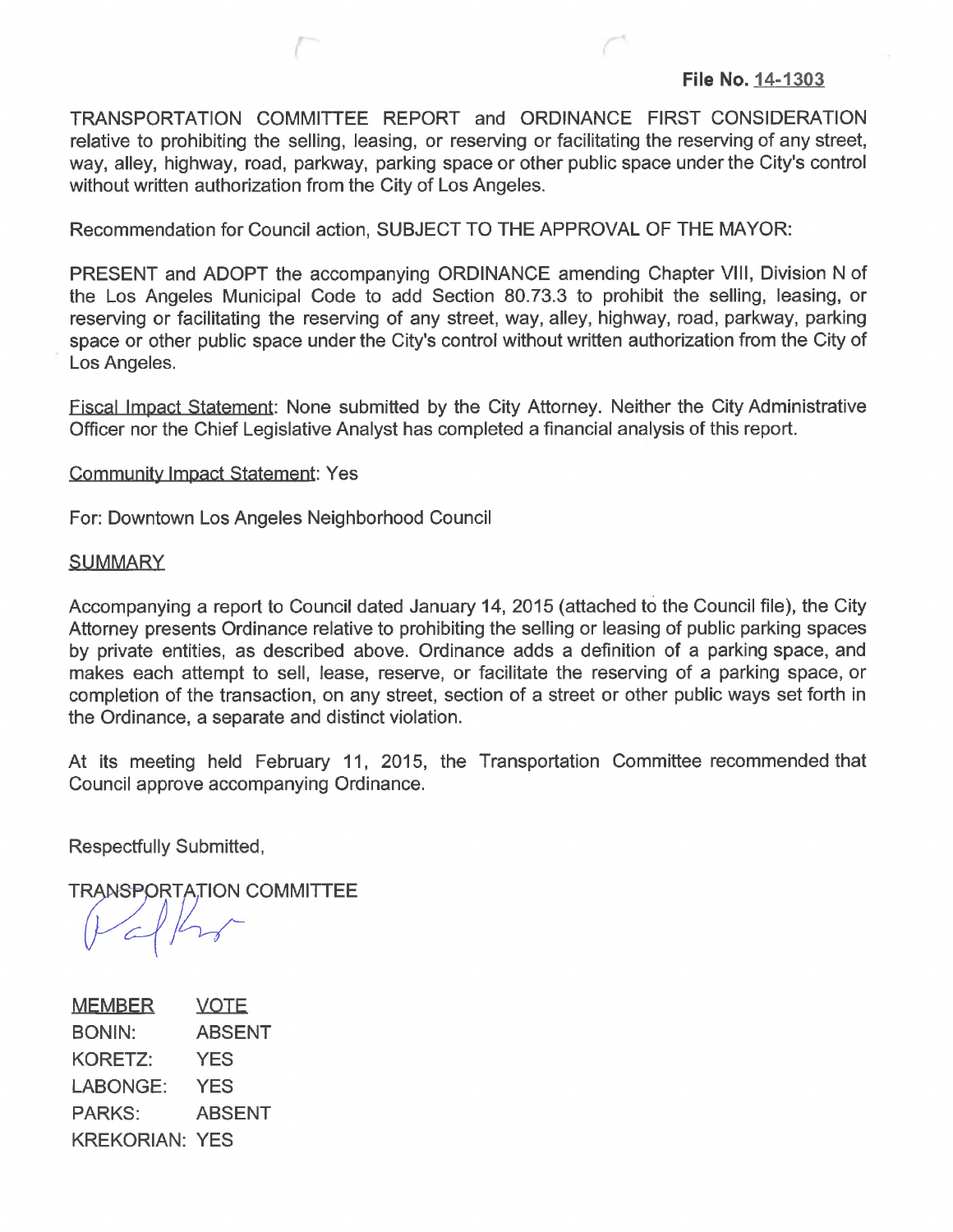**File No. 14-1303**

TRANSPORTATION COMMITTEE REPORT and ORDINANCE FIRST CONSIDERATION relative to prohibiting the selling, leasing, or reserving or facilitating the reserving of any street, way, alley, highway, road, parkway, parking space or other public space under the City's control without written authorization from the City of Los Angeles.

Recommendation for Council action, SUBJECT TO THE APPROVAL OF THE MAYOR:

PRESENT and ADOPT the accompanying ORDINANCE amending Chapter VIII, Division N of the Los Angeles Municipal Code to add Section 80.73.3 to prohibit the selling, leasing, or reserving or facilitating the reserving of any street, way, alley, highway, road, parkway, parking space or other public space under the City's control without written authorization from the City of Los Angeles.

Fiscal Impact Statement: None submitted by the City Attorney. Neither the City Administrative Officer nor the Chief Legislative Analyst has completed a financial analysis of this report.

Community Impact Statement: Yes

For: Downtown Los Angeles Neighborhood Council

SUMMARY

Accompanying a report to Council dated January 14, 2015 (attached to the Council file), the City Attorney presents Ordinance relative to prohibiting the selling or leasing of public parking spaces by private entities, as described above. Ordinance adds a definition of a parking space, and makes each attempt to sell, lease, reserve, or facilitate the reserving of a parking space, or completion of the transaction, on any street, section of a street or other public ways set forth in the Ordinance, a separate and distinct violation.

At its meeting held February 11, 2015, the Transportation Committee recommended that Council approve accompanying Ordinance.

Respectfully Submitted,

TRANSPORTATION COMMITTEE

| MEMBER | VOTE |
|---|---|
| BONIN: | ABSENT |
| KORETZ: | YES |
| LABONGE: | YES |
| PARKS: | ABSENT |
| KREKORIAN: | YES |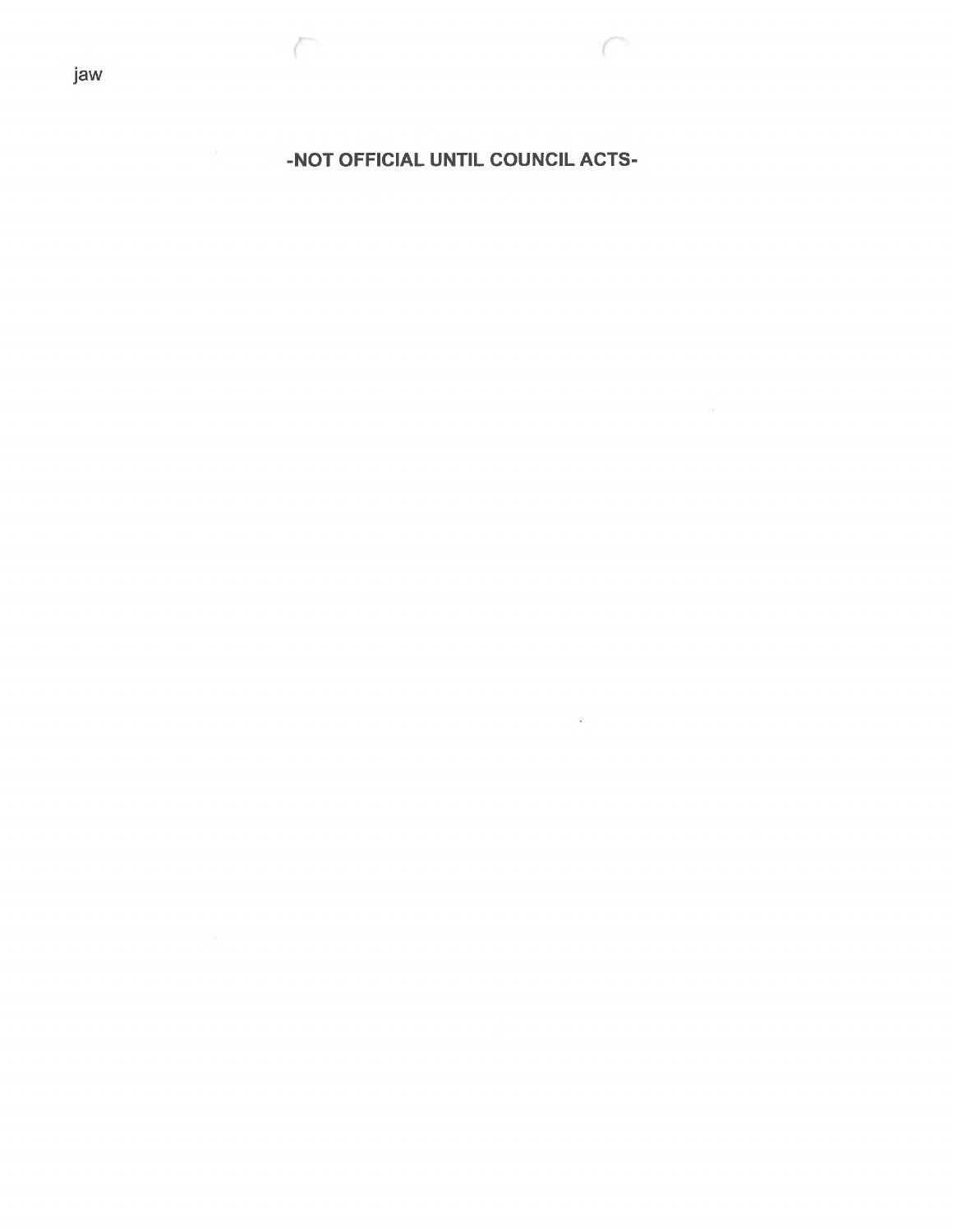jaw

**-NOT OFFICIAL UNTIL COUNCIL ACTS-**